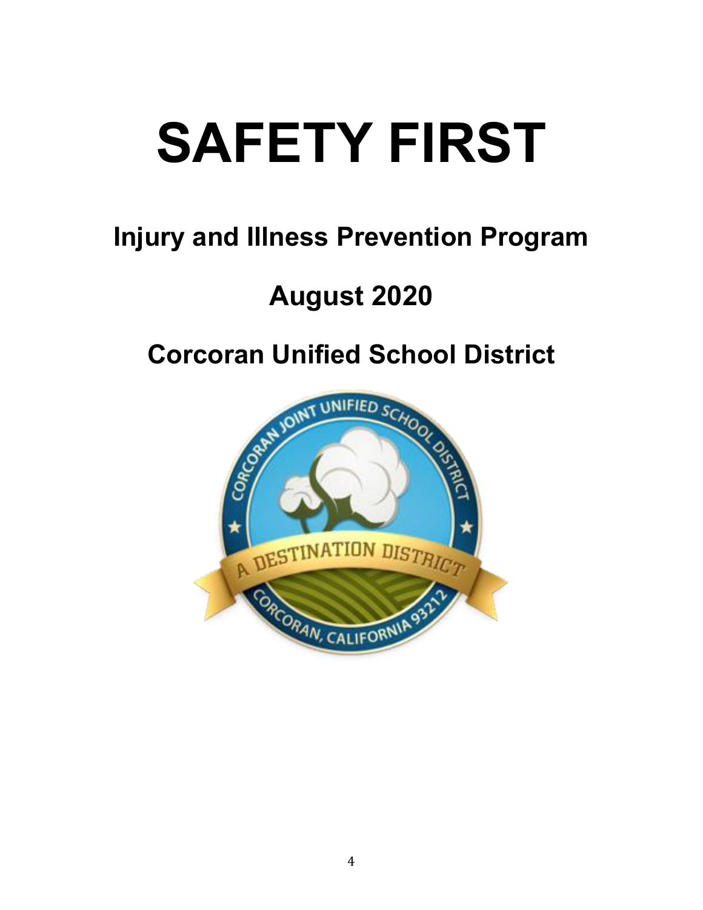# SAFETY FIRST

## Injury and Illness Prevention Program

## August 2020

## Corcoran Unified School District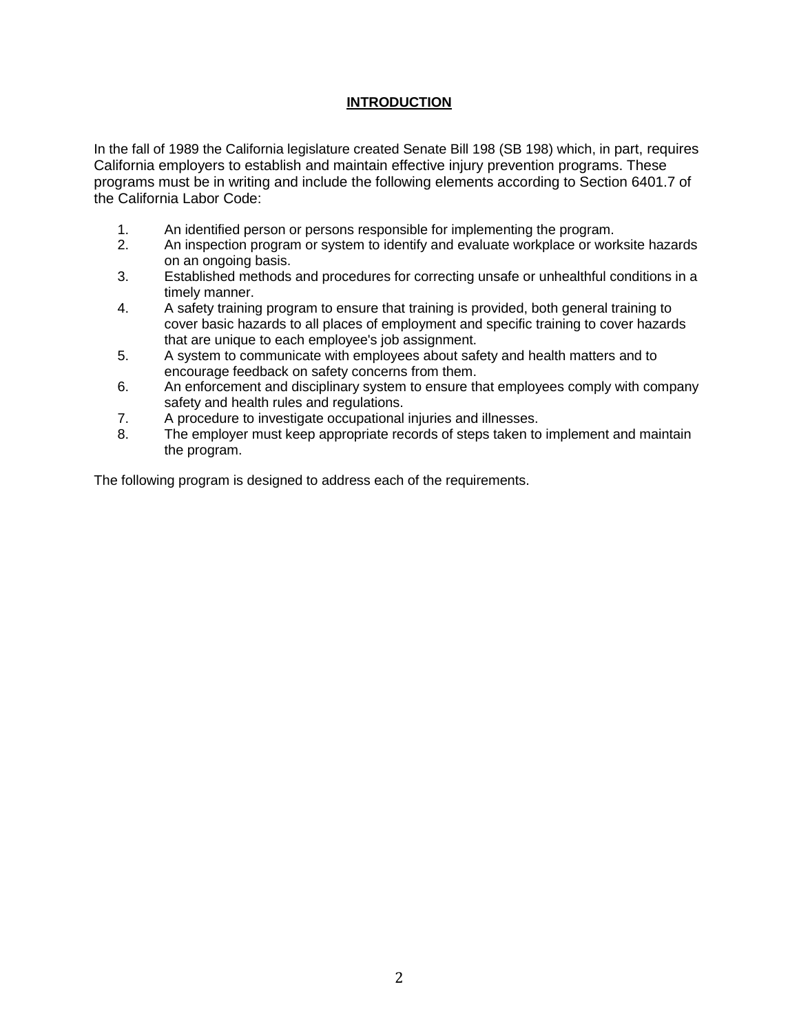## INTRODUCTION

In the fall of 1989 the California legislature created Senate Bill 198 (SB 198) which, in part, requires California employers to establish and maintain effective injury prevention programs. These programs must be in writing and include the following elements according to Section 6401.7 of the California Labor Code:

1. An identified person or persons responsible for implementing the program.
2. An inspection program or system to identify and evaluate workplace or worksite hazards on an ongoing basis.
3. Established methods and procedures for correcting unsafe or unhealthful conditions in a timely manner.
4. A safety training program to ensure that training is provided, both general training to cover basic hazards to all places of employment and specific training to cover hazards that are unique to each employee's job assignment.
5. A system to communicate with employees about safety and health matters and to encourage feedback on safety concerns from them.
6. An enforcement and disciplinary system to ensure that employees comply with company safety and health rules and regulations.
7. A procedure to investigate occupational injuries and illnesses.
8. The employer must keep appropriate records of steps taken to implement and maintain the program.

The following program is designed to address each of the requirements.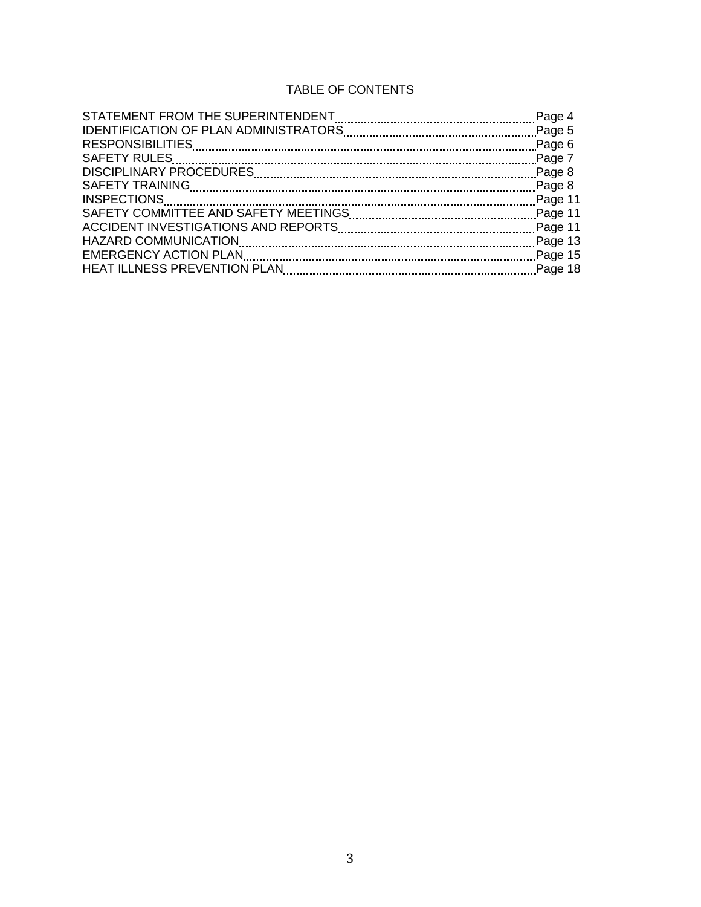# TABLE OF CONTENTS

| | |
|---|---|
| STATEMENT FROM THE SUPERINTENDENT | Page 4 |
| IDENTIFICATION OF PLAN ADMINISTRATORS | Page 5 |
| RESPONSIBILITIES | Page 6 |
| SAFETY RULES | Page 7 |
| DISCIPLINARY PROCEDURES | Page 8 |
| SAFETY TRAINING | Page 8 |
| INSPECTIONS | Page 11 |
| SAFETY COMMITTEE AND SAFETY MEETINGS | Page 11 |
| ACCIDENT INVESTIGATIONS AND REPORTS | Page 11 |
| HAZARD COMMUNICATION | Page 13 |
| EMERGENCY ACTION PLAN | Page 15 |
| HEAT ILLNESS PREVENTION PLAN | Page 18 |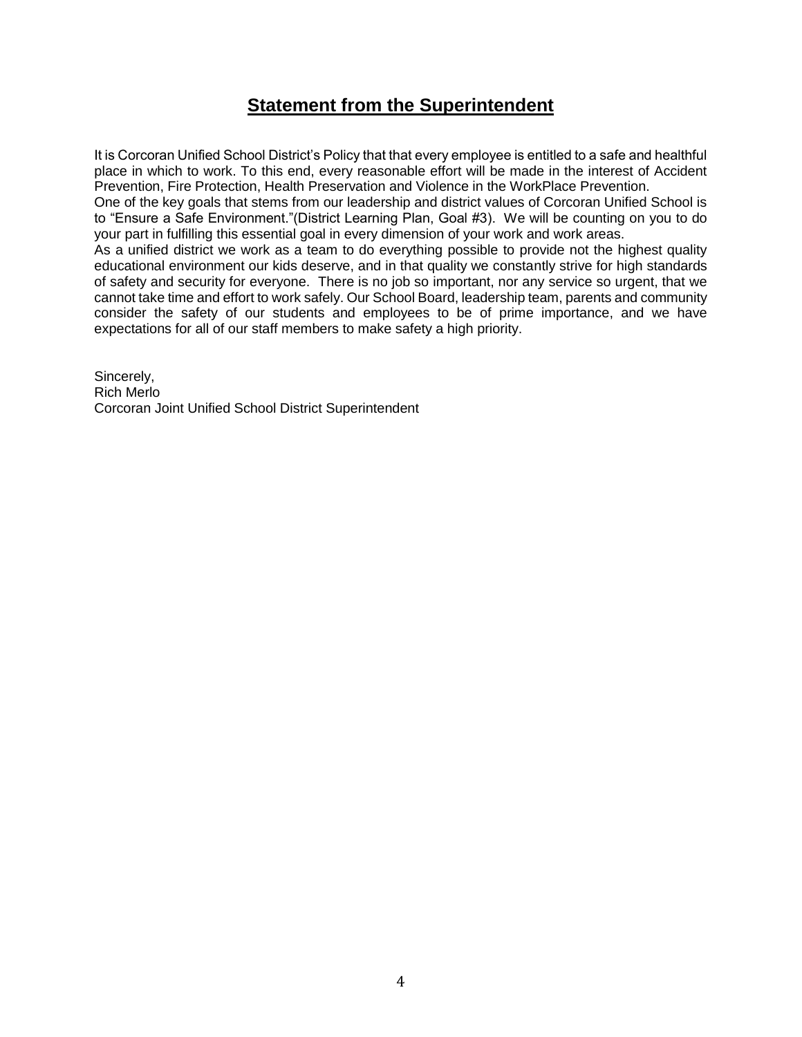## Statement from the Superintendent

It is Corcoran Unified School District's Policy that that every employee is entitled to a safe and healthful place in which to work. To this end, every reasonable effort will be made in the interest of Accident Prevention, Fire Protection, Health Preservation and Violence in the WorkPlace Prevention.

One of the key goals that stems from our leadership and district values of Corcoran Unified School is to "Ensure a Safe Environment."(District Learning Plan, Goal #3). We will be counting on you to do your part in fulfilling this essential goal in every dimension of your work and work areas.

As a unified district we work as a team to do everything possible to provide not the highest quality educational environment our kids deserve, and in that quality we constantly strive for high standards of safety and security for everyone. There is no job so important, nor any service so urgent, that we cannot take time and effort to work safely. Our School Board, leadership team, parents and community consider the safety of our students and employees to be of prime importance, and we have expectations for all of our staff members to make safety a high priority.

Sincerely,
Rich Merlo
Corcoran Joint Unified School District Superintendent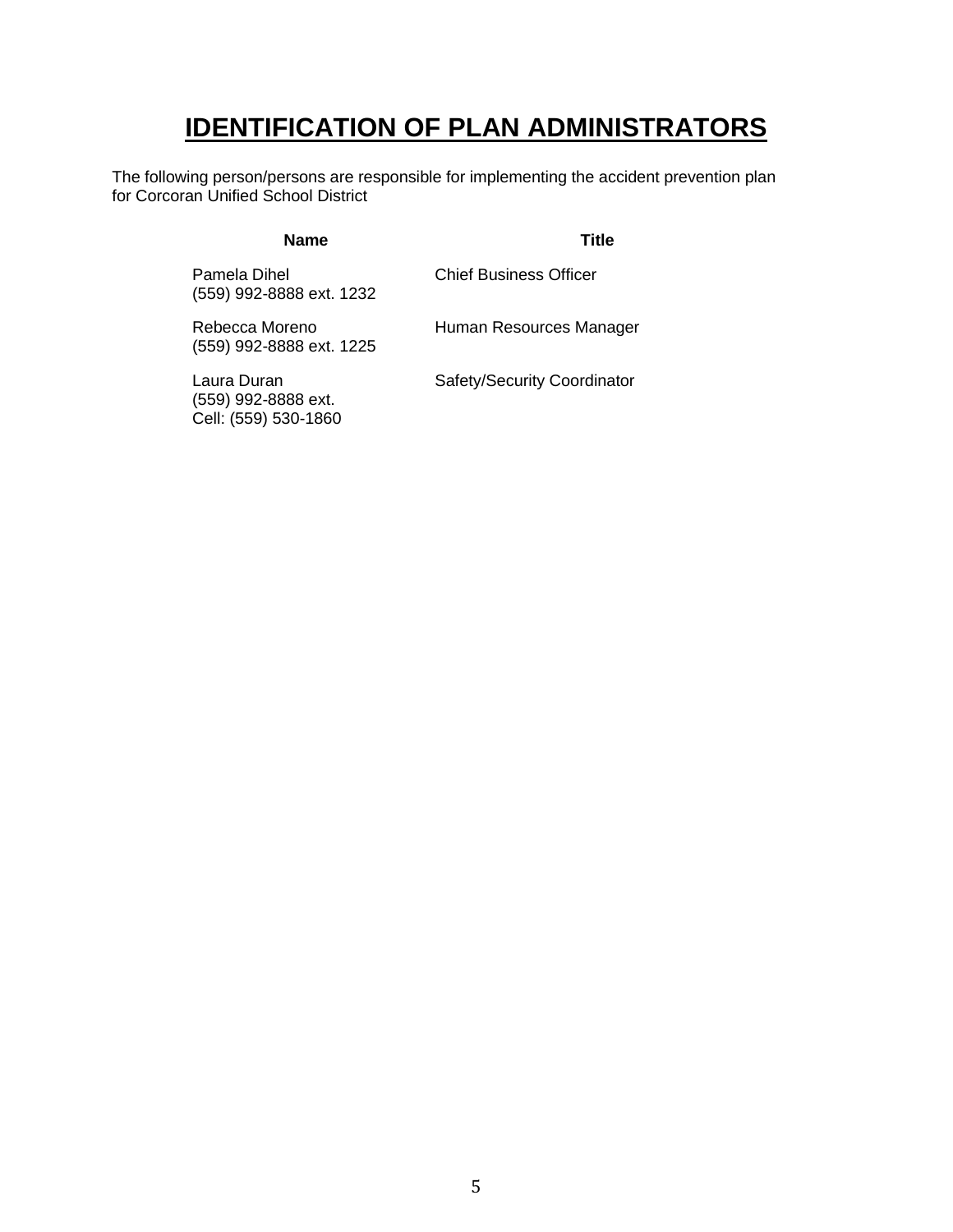# IDENTIFICATION OF PLAN ADMINISTRATORS

The following person/persons are responsible for implementing the accident prevention plan for Corcoran Unified School District

| Name | Title |
|---|---|
| Pamela Dihel<br>(559) 992-8888 ext. 1232 | Chief Business Officer |
| Rebecca Moreno<br>(559) 992-8888 ext. 1225 | Human Resources Manager |
| Laura Duran<br>(559) 992-8888 ext.<br>Cell: (559) 530-1860 | Safety/Security Coordinator |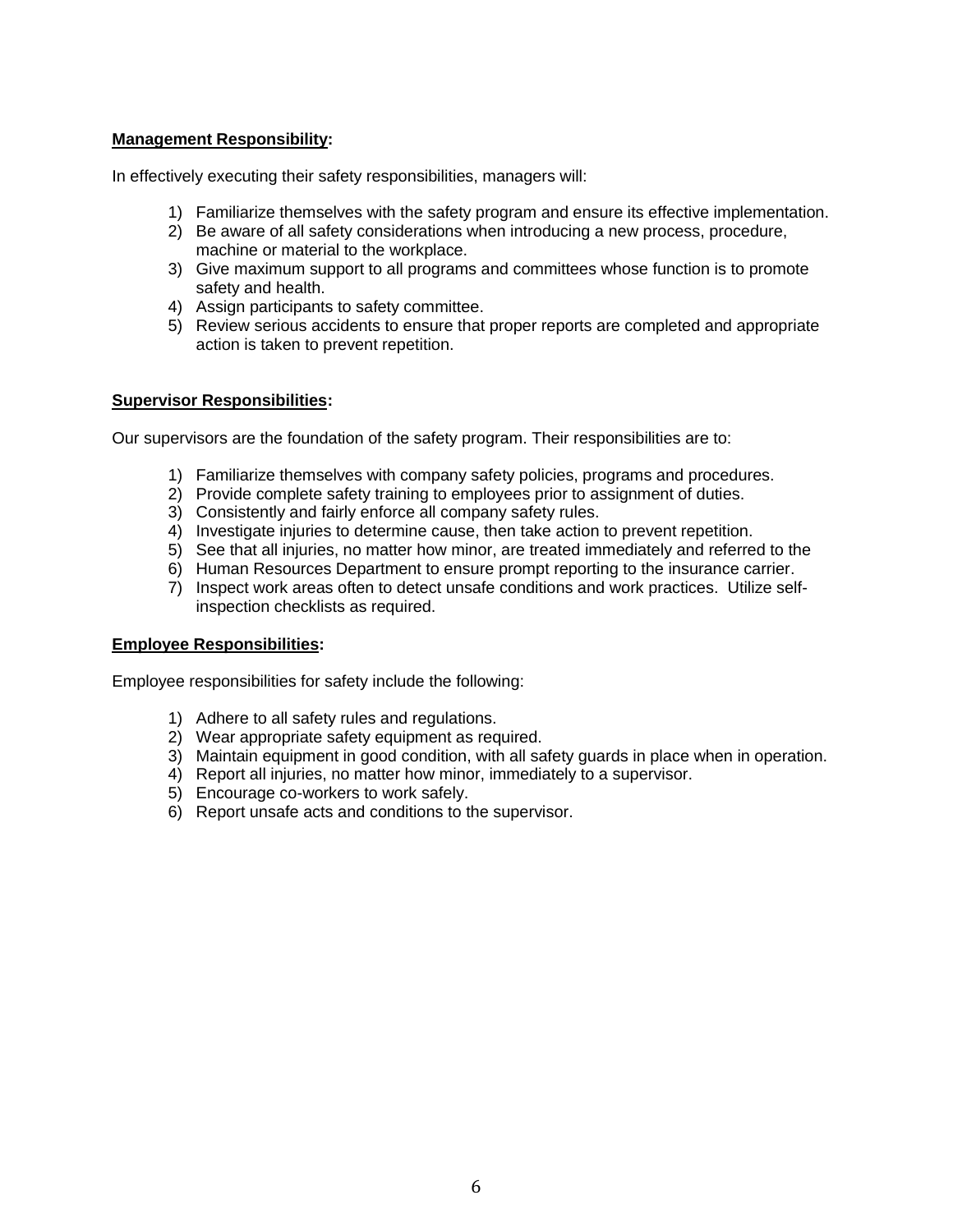**Management Responsibility:**

In effectively executing their safety responsibilities, managers will:

1) Familiarize themselves with the safety program and ensure its effective implementation.
2) Be aware of all safety considerations when introducing a new process, procedure, machine or material to the workplace.
3) Give maximum support to all programs and committees whose function is to promote safety and health.
4) Assign participants to safety committee.
5) Review serious accidents to ensure that proper reports are completed and appropriate action is taken to prevent repetition.

**Supervisor Responsibilities:**

Our supervisors are the foundation of the safety program. Their responsibilities are to:

1) Familiarize themselves with company safety policies, programs and procedures.
2) Provide complete safety training to employees prior to assignment of duties.
3) Consistently and fairly enforce all company safety rules.
4) Investigate injuries to determine cause, then take action to prevent repetition.
5) See that all injuries, no matter how minor, are treated immediately and referred to the
6) Human Resources Department to ensure prompt reporting to the insurance carrier.
7) Inspect work areas often to detect unsafe conditions and work practices. Utilize self-inspection checklists as required.

**Employee Responsibilities:**

Employee responsibilities for safety include the following:

1) Adhere to all safety rules and regulations.
2) Wear appropriate safety equipment as required.
3) Maintain equipment in good condition, with all safety guards in place when in operation.
4) Report all injuries, no matter how minor, immediately to a supervisor.
5) Encourage co-workers to work safely.
6) Report unsafe acts and conditions to the supervisor.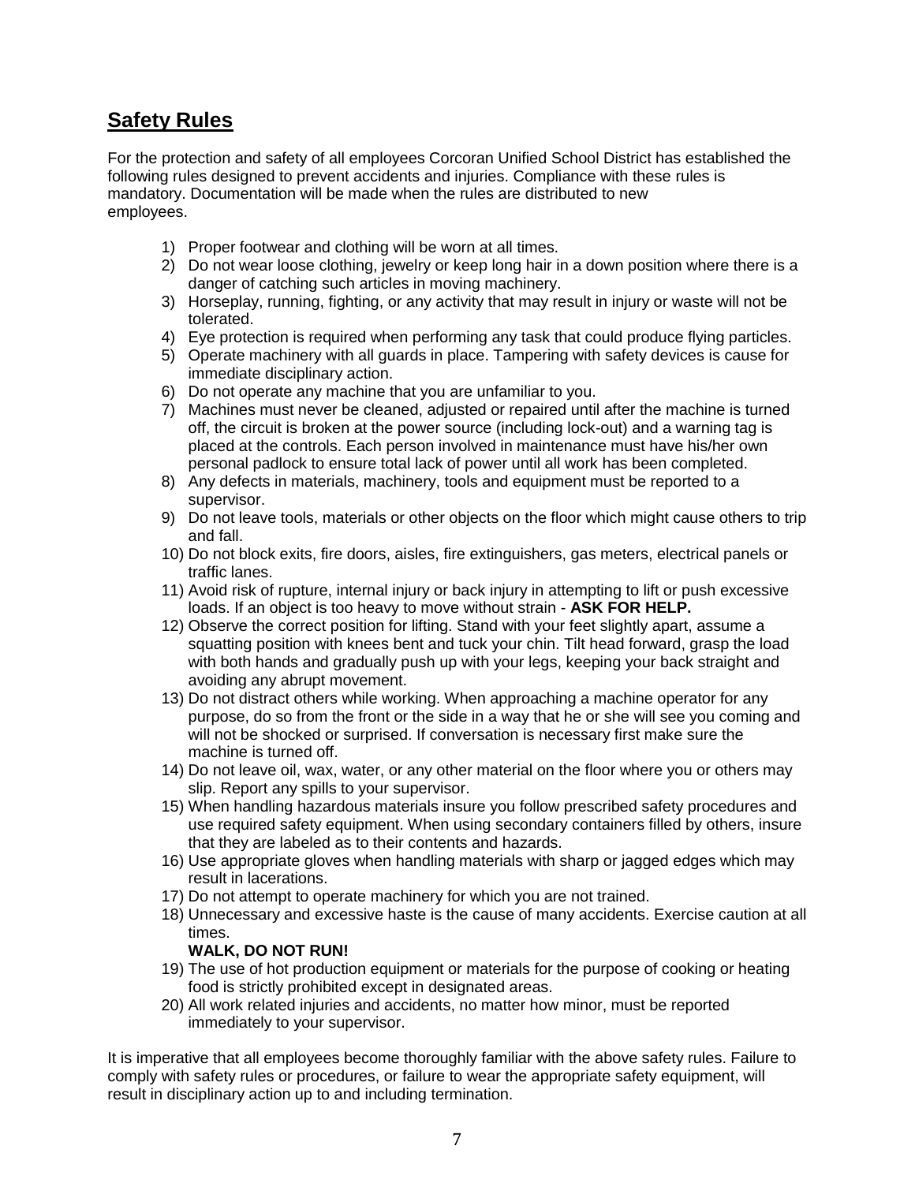## Safety Rules

For the protection and safety of all employees Corcoran Unified School District has established the following rules designed to prevent accidents and injuries. Compliance with these rules is mandatory. Documentation will be made when the rules are distributed to new employees.

1) Proper footwear and clothing will be worn at all times.
2) Do not wear loose clothing, jewelry or keep long hair in a down position where there is a danger of catching such articles in moving machinery.
3) Horseplay, running, fighting, or any activity that may result in injury or waste will not be tolerated.
4) Eye protection is required when performing any task that could produce flying particles.
5) Operate machinery with all guards in place. Tampering with safety devices is cause for immediate disciplinary action.
6) Do not operate any machine that you are unfamiliar to you.
7) Machines must never be cleaned, adjusted or repaired until after the machine is turned off, the circuit is broken at the power source (including lock-out) and a warning tag is placed at the controls. Each person involved in maintenance must have his/her own personal padlock to ensure total lack of power until all work has been completed.
8) Any defects in materials, machinery, tools and equipment must be reported to a supervisor.
9) Do not leave tools, materials or other objects on the floor which might cause others to trip and fall.
10) Do not block exits, fire doors, aisles, fire extinguishers, gas meters, electrical panels or traffic lanes.
11) Avoid risk of rupture, internal injury or back injury in attempting to lift or push excessive loads. If an object is too heavy to move without strain - **ASK FOR HELP.**
12) Observe the correct position for lifting. Stand with your feet slightly apart, assume a squatting position with knees bent and tuck your chin. Tilt head forward, grasp the load with both hands and gradually push up with your legs, keeping your back straight and avoiding any abrupt movement.
13) Do not distract others while working. When approaching a machine operator for any purpose, do so from the front or the side in a way that he or she will see you coming and will not be shocked or surprised. If conversation is necessary first make sure the machine is turned off.
14) Do not leave oil, wax, water, or any other material on the floor where you or others may slip. Report any spills to your supervisor.
15) When handling hazardous materials insure you follow prescribed safety procedures and use required safety equipment. When using secondary containers filled by others, insure that they are labeled as to their contents and hazards.
16) Use appropriate gloves when handling materials with sharp or jagged edges which may result in lacerations.
17) Do not attempt to operate machinery for which you are not trained.
18) Unnecessary and excessive haste is the cause of many accidents. Exercise caution at all times.
    **WALK, DO NOT RUN!**
19) The use of hot production equipment or materials for the purpose of cooking or heating food is strictly prohibited except in designated areas.
20) All work related injuries and accidents, no matter how minor, must be reported immediately to your supervisor.

It is imperative that all employees become thoroughly familiar with the above safety rules. Failure to comply with safety rules or procedures, or failure to wear the appropriate safety equipment, will result in disciplinary action up to and including termination.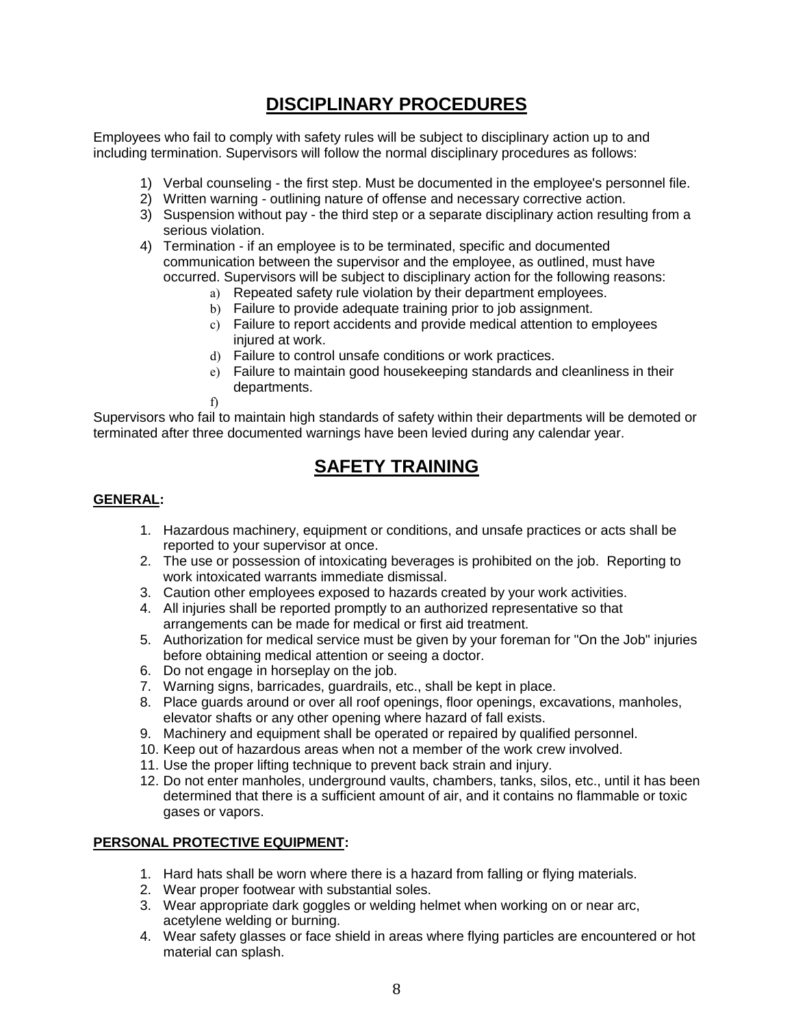# DISCIPLINARY PROCEDURES

Employees who fail to comply with safety rules will be subject to disciplinary action up to and including termination. Supervisors will follow the normal disciplinary procedures as follows:

1) Verbal counseling - the first step. Must be documented in the employee's personnel file.
2) Written warning - outlining nature of offense and necessary corrective action.
3) Suspension without pay - the third step or a separate disciplinary action resulting from a serious violation.
4) Termination - if an employee is to be terminated, specific and documented communication between the supervisor and the employee, as outlined, must have occurred. Supervisors will be subject to disciplinary action for the following reasons:
    a) Repeated safety rule violation by their department employees.
    b) Failure to provide adequate training prior to job assignment.
    c) Failure to report accidents and provide medical attention to employees injured at work.
    d) Failure to control unsafe conditions or work practices.
    e) Failure to maintain good housekeeping standards and cleanliness in their departments.
    f)

Supervisors who fail to maintain high standards of safety within their departments will be demoted or terminated after three documented warnings have been levied during any calendar year.

# SAFETY TRAINING

**GENERAL:**

1. Hazardous machinery, equipment or conditions, and unsafe practices or acts shall be reported to your supervisor at once.
2. The use or possession of intoxicating beverages is prohibited on the job. Reporting to work intoxicated warrants immediate dismissal.
3. Caution other employees exposed to hazards created by your work activities.
4. All injuries shall be reported promptly to an authorized representative so that arrangements can be made for medical or first aid treatment.
5. Authorization for medical service must be given by your foreman for "On the Job" injuries before obtaining medical attention or seeing a doctor.
6. Do not engage in horseplay on the job.
7. Warning signs, barricades, guardrails, etc., shall be kept in place.
8. Place guards around or over all roof openings, floor openings, excavations, manholes, elevator shafts or any other opening where hazard of fall exists.
9. Machinery and equipment shall be operated or repaired by qualified personnel.
10. Keep out of hazardous areas when not a member of the work crew involved.
11. Use the proper lifting technique to prevent back strain and injury.
12. Do not enter manholes, underground vaults, chambers, tanks, silos, etc., until it has been determined that there is a sufficient amount of air, and it contains no flammable or toxic gases or vapors.

**PERSONAL PROTECTIVE EQUIPMENT:**

1. Hard hats shall be worn where there is a hazard from falling or flying materials.
2. Wear proper footwear with substantial soles.
3. Wear appropriate dark goggles or welding helmet when working on or near arc, acetylene welding or burning.
4. Wear safety glasses or face shield in areas where flying particles are encountered or hot material can splash.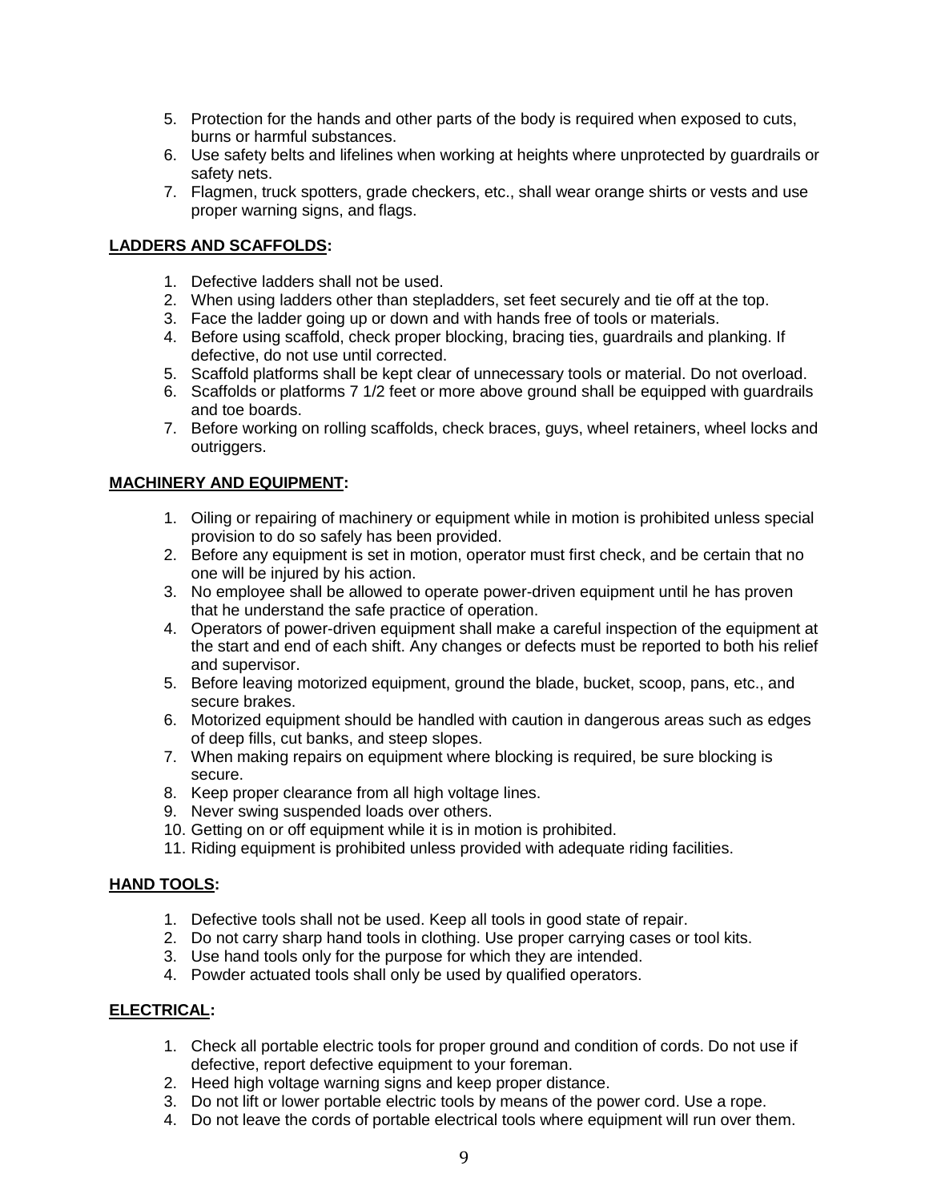5. Protection for the hands and other parts of the body is required when exposed to cuts, burns or harmful substances.
6. Use safety belts and lifelines when working at heights where unprotected by guardrails or safety nets.
7. Flagmen, truck spotters, grade checkers, etc., shall wear orange shirts or vests and use proper warning signs, and flags.

**LADDERS AND SCAFFOLDS:**

1. Defective ladders shall not be used.
2. When using ladders other than stepladders, set feet securely and tie off at the top.
3. Face the ladder going up or down and with hands free of tools or materials.
4. Before using scaffold, check proper blocking, bracing ties, guardrails and planking. If defective, do not use until corrected.
5. Scaffold platforms shall be kept clear of unnecessary tools or material. Do not overload.
6. Scaffolds or platforms 7 1/2 feet or more above ground shall be equipped with guardrails and toe boards.
7. Before working on rolling scaffolds, check braces, guys, wheel retainers, wheel locks and outriggers.

**MACHINERY AND EQUIPMENT:**

1. Oiling or repairing of machinery or equipment while in motion is prohibited unless special provision to do so safely has been provided.
2. Before any equipment is set in motion, operator must first check, and be certain that no one will be injured by his action.
3. No employee shall be allowed to operate power-driven equipment until he has proven that he understand the safe practice of operation.
4. Operators of power-driven equipment shall make a careful inspection of the equipment at the start and end of each shift. Any changes or defects must be reported to both his relief and supervisor.
5. Before leaving motorized equipment, ground the blade, bucket, scoop, pans, etc., and secure brakes.
6. Motorized equipment should be handled with caution in dangerous areas such as edges of deep fills, cut banks, and steep slopes.
7. When making repairs on equipment where blocking is required, be sure blocking is secure.
8. Keep proper clearance from all high voltage lines.
9. Never swing suspended loads over others.
10. Getting on or off equipment while it is in motion is prohibited.
11. Riding equipment is prohibited unless provided with adequate riding facilities.

**HAND TOOLS:**

1. Defective tools shall not be used. Keep all tools in good state of repair.
2. Do not carry sharp hand tools in clothing. Use proper carrying cases or tool kits.
3. Use hand tools only for the purpose for which they are intended.
4. Powder actuated tools shall only be used by qualified operators.

**ELECTRICAL:**

1. Check all portable electric tools for proper ground and condition of cords. Do not use if defective, report defective equipment to your foreman.
2. Heed high voltage warning signs and keep proper distance.
3. Do not lift or lower portable electric tools by means of the power cord. Use a rope.
4. Do not leave the cords of portable electrical tools where equipment will run over them.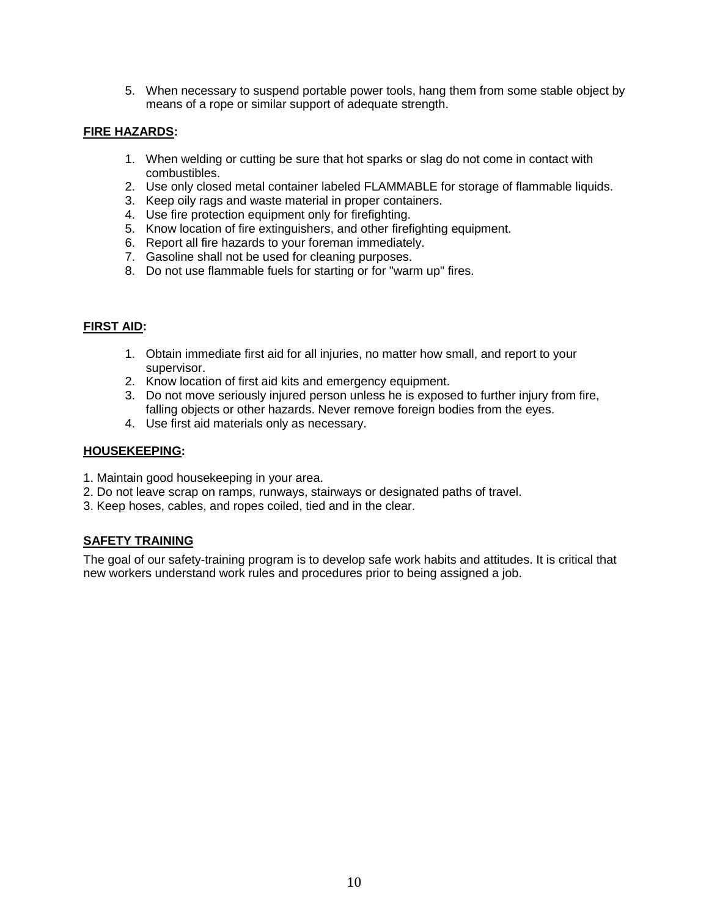5. When necessary to suspend portable power tools, hang them from some stable object by means of a rope or similar support of adequate strength.

**FIRE HAZARDS:**

1. When welding or cutting be sure that hot sparks or slag do not come in contact with combustibles.
2. Use only closed metal container labeled FLAMMABLE for storage of flammable liquids.
3. Keep oily rags and waste material in proper containers.
4. Use fire protection equipment only for firefighting.
5. Know location of fire extinguishers, and other firefighting equipment.
6. Report all fire hazards to your foreman immediately.
7. Gasoline shall not be used for cleaning purposes.
8. Do not use flammable fuels for starting or for "warm up" fires.

**FIRST AID:**

1. Obtain immediate first aid for all injuries, no matter how small, and report to your supervisor.
2. Know location of first aid kits and emergency equipment.
3. Do not move seriously injured person unless he is exposed to further injury from fire, falling objects or other hazards. Never remove foreign bodies from the eyes.
4. Use first aid materials only as necessary.

**HOUSEKEEPING:**

1. Maintain good housekeeping in your area.
2. Do not leave scrap on ramps, runways, stairways or designated paths of travel.
3. Keep hoses, cables, and ropes coiled, tied and in the clear.

**SAFETY TRAINING**

The goal of our safety-training program is to develop safe work habits and attitudes. It is critical that new workers understand work rules and procedures prior to being assigned a job.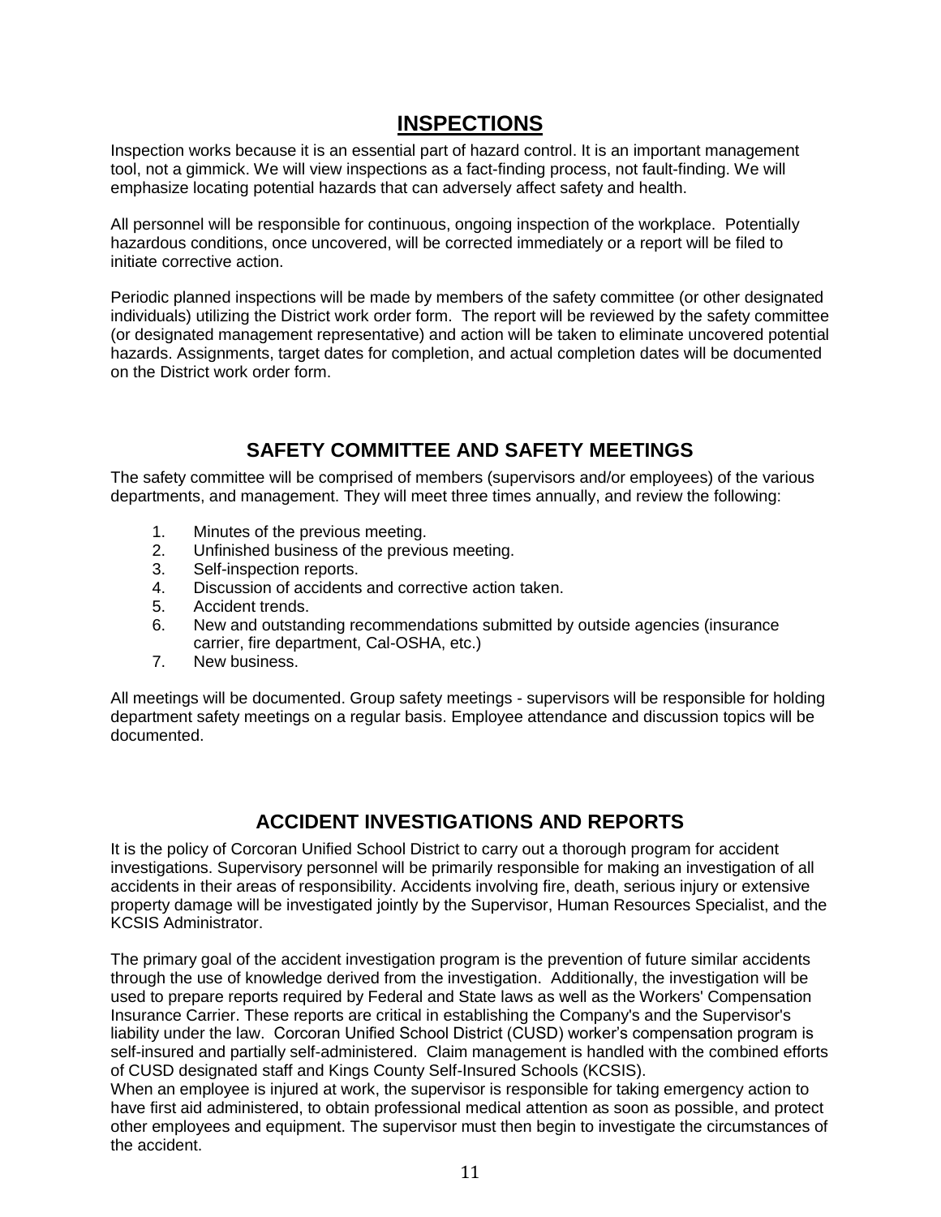## INSPECTIONS

Inspection works because it is an essential part of hazard control. It is an important management tool, not a gimmick. We will view inspections as a fact-finding process, not fault-finding. We will emphasize locating potential hazards that can adversely affect safety and health.

All personnel will be responsible for continuous, ongoing inspection of the workplace. Potentially hazardous conditions, once uncovered, will be corrected immediately or a report will be filed to initiate corrective action.

Periodic planned inspections will be made by members of the safety committee (or other designated individuals) utilizing the District work order form. The report will be reviewed by the safety committee (or designated management representative) and action will be taken to eliminate uncovered potential hazards. Assignments, target dates for completion, and actual completion dates will be documented on the District work order form.

## SAFETY COMMITTEE AND SAFETY MEETINGS

The safety committee will be comprised of members (supervisors and/or employees) of the various departments, and management. They will meet three times annually, and review the following:

1. Minutes of the previous meeting.
2. Unfinished business of the previous meeting.
3. Self-inspection reports.
4. Discussion of accidents and corrective action taken.
5. Accident trends.
6. New and outstanding recommendations submitted by outside agencies (insurance carrier, fire department, Cal-OSHA, etc.)
7. New business.

All meetings will be documented. Group safety meetings - supervisors will be responsible for holding department safety meetings on a regular basis. Employee attendance and discussion topics will be documented.

## ACCIDENT INVESTIGATIONS AND REPORTS

It is the policy of Corcoran Unified School District to carry out a thorough program for accident investigations. Supervisory personnel will be primarily responsible for making an investigation of all accidents in their areas of responsibility. Accidents involving fire, death, serious injury or extensive property damage will be investigated jointly by the Supervisor, Human Resources Specialist, and the KCSIS Administrator.

The primary goal of the accident investigation program is the prevention of future similar accidents through the use of knowledge derived from the investigation. Additionally, the investigation will be used to prepare reports required by Federal and State laws as well as the Workers' Compensation Insurance Carrier. These reports are critical in establishing the Company's and the Supervisor's liability under the law. Corcoran Unified School District (CUSD) worker's compensation program is self-insured and partially self-administered. Claim management is handled with the combined efforts of CUSD designated staff and Kings County Self-Insured Schools (KCSIS).

When an employee is injured at work, the supervisor is responsible for taking emergency action to have first aid administered, to obtain professional medical attention as soon as possible, and protect other employees and equipment. The supervisor must then begin to investigate the circumstances of the accident.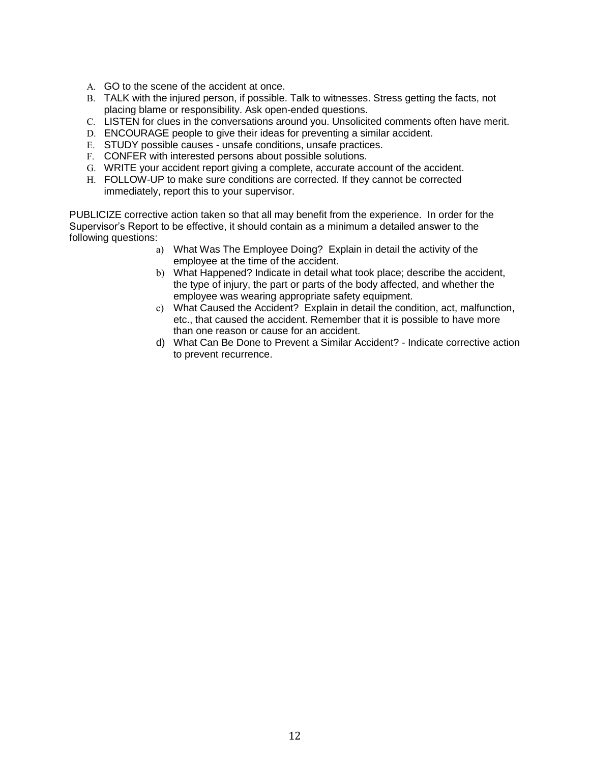A. GO to the scene of the accident at once.
B. TALK with the injured person, if possible. Talk to witnesses. Stress getting the facts, not placing blame or responsibility. Ask open-ended questions.
C. LISTEN for clues in the conversations around you. Unsolicited comments often have merit.
D. ENCOURAGE people to give their ideas for preventing a similar accident.
E. STUDY possible causes - unsafe conditions, unsafe practices.
F. CONFER with interested persons about possible solutions.
G. WRITE your accident report giving a complete, accurate account of the accident.
H. FOLLOW-UP to make sure conditions are corrected. If they cannot be corrected immediately, report this to your supervisor.

PUBLICIZE corrective action taken so that all may benefit from the experience. In order for the Supervisor's Report to be effective, it should contain as a minimum a detailed answer to the following questions:

a) What Was The Employee Doing? Explain in detail the activity of the employee at the time of the accident.
b) What Happened? Indicate in detail what took place; describe the accident, the type of injury, the part or parts of the body affected, and whether the employee was wearing appropriate safety equipment.
c) What Caused the Accident? Explain in detail the condition, act, malfunction, etc., that caused the accident. Remember that it is possible to have more than one reason or cause for an accident.
d) What Can Be Done to Prevent a Similar Accident? - Indicate corrective action to prevent recurrence.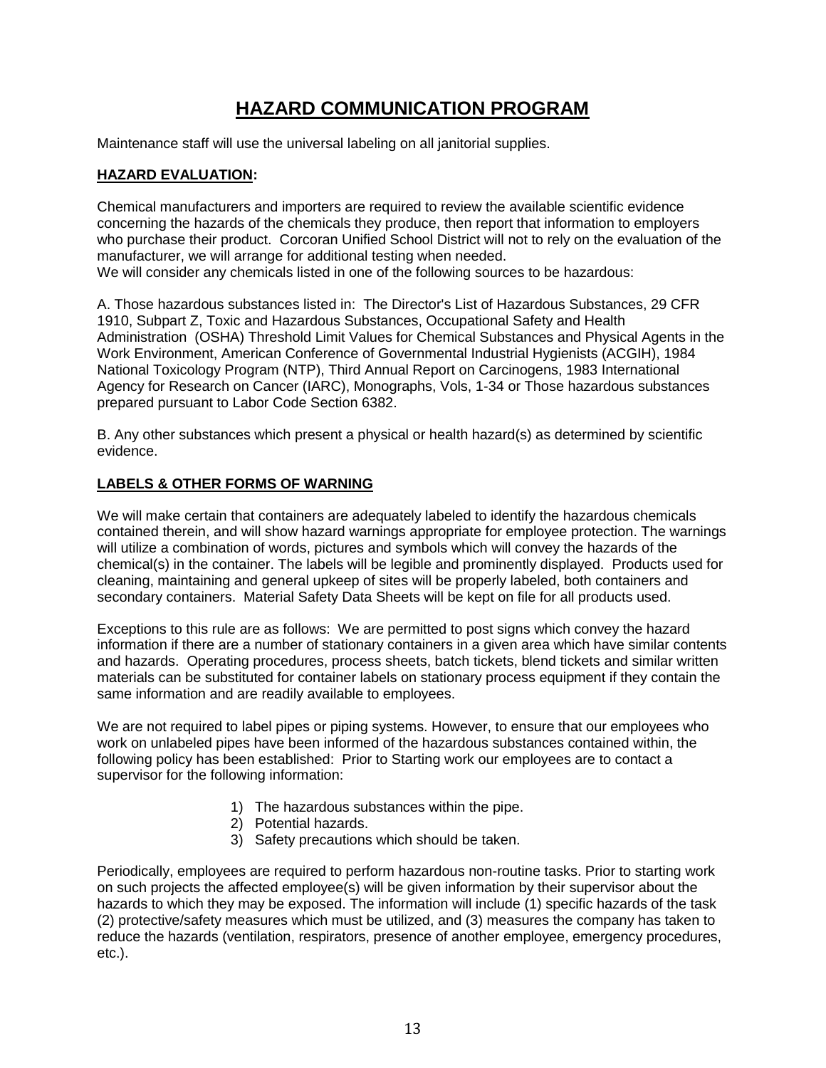# HAZARD COMMUNICATION PROGRAM

Maintenance staff will use the universal labeling on all janitorial supplies.

## HAZARD EVALUATION:

Chemical manufacturers and importers are required to review the available scientific evidence concerning the hazards of the chemicals they produce, then report that information to employers who purchase their product. Corcoran Unified School District will not to rely on the evaluation of the manufacturer, we will arrange for additional testing when needed.
We will consider any chemicals listed in one of the following sources to be hazardous:

A. Those hazardous substances listed in: The Director's List of Hazardous Substances, 29 CFR 1910, Subpart Z, Toxic and Hazardous Substances, Occupational Safety and Health Administration (OSHA) Threshold Limit Values for Chemical Substances and Physical Agents in the Work Environment, American Conference of Governmental Industrial Hygienists (ACGIH), 1984 National Toxicology Program (NTP), Third Annual Report on Carcinogens, 1983 International Agency for Research on Cancer (IARC), Monographs, Vols, 1-34 or Those hazardous substances prepared pursuant to Labor Code Section 6382.

B. Any other substances which present a physical or health hazard(s) as determined by scientific evidence.

## LABELS & OTHER FORMS OF WARNING

We will make certain that containers are adequately labeled to identify the hazardous chemicals contained therein, and will show hazard warnings appropriate for employee protection. The warnings will utilize a combination of words, pictures and symbols which will convey the hazards of the chemical(s) in the container. The labels will be legible and prominently displayed. Products used for cleaning, maintaining and general upkeep of sites will be properly labeled, both containers and secondary containers. Material Safety Data Sheets will be kept on file for all products used.

Exceptions to this rule are as follows: We are permitted to post signs which convey the hazard information if there are a number of stationary containers in a given area which have similar contents and hazards. Operating procedures, process sheets, batch tickets, blend tickets and similar written materials can be substituted for container labels on stationary process equipment if they contain the same information and are readily available to employees.

We are not required to label pipes or piping systems. However, to ensure that our employees who work on unlabeled pipes have been informed of the hazardous substances contained within, the following policy has been established: Prior to Starting work our employees are to contact a supervisor for the following information:

1) The hazardous substances within the pipe.
2) Potential hazards.
3) Safety precautions which should be taken.

Periodically, employees are required to perform hazardous non-routine tasks. Prior to starting work on such projects the affected employee(s) will be given information by their supervisor about the hazards to which they may be exposed. The information will include (1) specific hazards of the task (2) protective/safety measures which must be utilized, and (3) measures the company has taken to reduce the hazards (ventilation, respirators, presence of another employee, emergency procedures, etc.).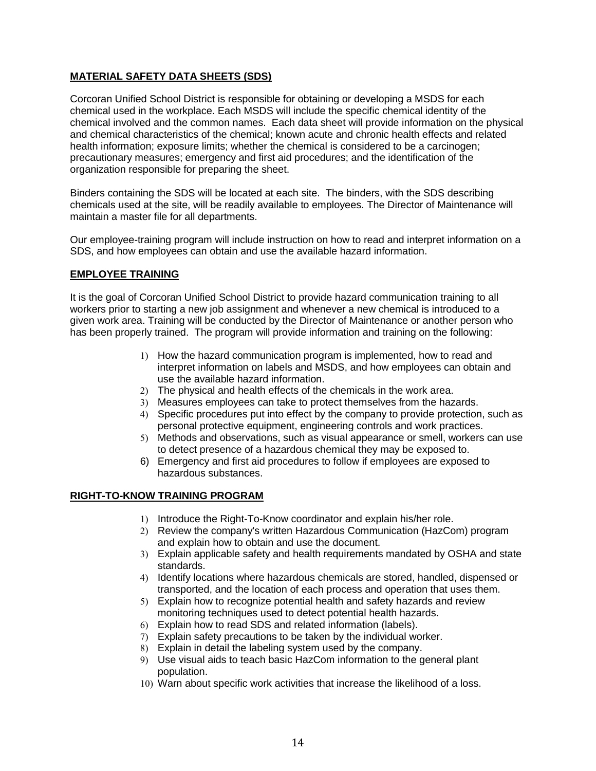**MATERIAL SAFETY DATA SHEETS (SDS)**

Corcoran Unified School District is responsible for obtaining or developing a MSDS for each chemical used in the workplace. Each MSDS will include the specific chemical identity of the chemical involved and the common names. Each data sheet will provide information on the physical and chemical characteristics of the chemical; known acute and chronic health effects and related health information; exposure limits; whether the chemical is considered to be a carcinogen; precautionary measures; emergency and first aid procedures; and the identification of the organization responsible for preparing the sheet.

Binders containing the SDS will be located at each site. The binders, with the SDS describing chemicals used at the site, will be readily available to employees. The Director of Maintenance will maintain a master file for all departments.

Our employee-training program will include instruction on how to read and interpret information on a SDS, and how employees can obtain and use the available hazard information.

**EMPLOYEE TRAINING**

It is the goal of Corcoran Unified School District to provide hazard communication training to all workers prior to starting a new job assignment and whenever a new chemical is introduced to a given work area. Training will be conducted by the Director of Maintenance or another person who has been properly trained. The program will provide information and training on the following:

1) How the hazard communication program is implemented, how to read and interpret information on labels and MSDS, and how employees can obtain and use the available hazard information.
2) The physical and health effects of the chemicals in the work area.
3) Measures employees can take to protect themselves from the hazards.
4) Specific procedures put into effect by the company to provide protection, such as personal protective equipment, engineering controls and work practices.
5) Methods and observations, such as visual appearance or smell, workers can use to detect presence of a hazardous chemical they may be exposed to.
6) Emergency and first aid procedures to follow if employees are exposed to hazardous substances.

**RIGHT-TO-KNOW TRAINING PROGRAM**

1) Introduce the Right-To-Know coordinator and explain his/her role.
2) Review the company's written Hazardous Communication (HazCom) program and explain how to obtain and use the document.
3) Explain applicable safety and health requirements mandated by OSHA and state standards.
4) Identify locations where hazardous chemicals are stored, handled, dispensed or transported, and the location of each process and operation that uses them.
5) Explain how to recognize potential health and safety hazards and review monitoring techniques used to detect potential health hazards.
6) Explain how to read SDS and related information (labels).
7) Explain safety precautions to be taken by the individual worker.
8) Explain in detail the labeling system used by the company.
9) Use visual aids to teach basic HazCom information to the general plant population.
10) Warn about specific work activities that increase the likelihood of a loss.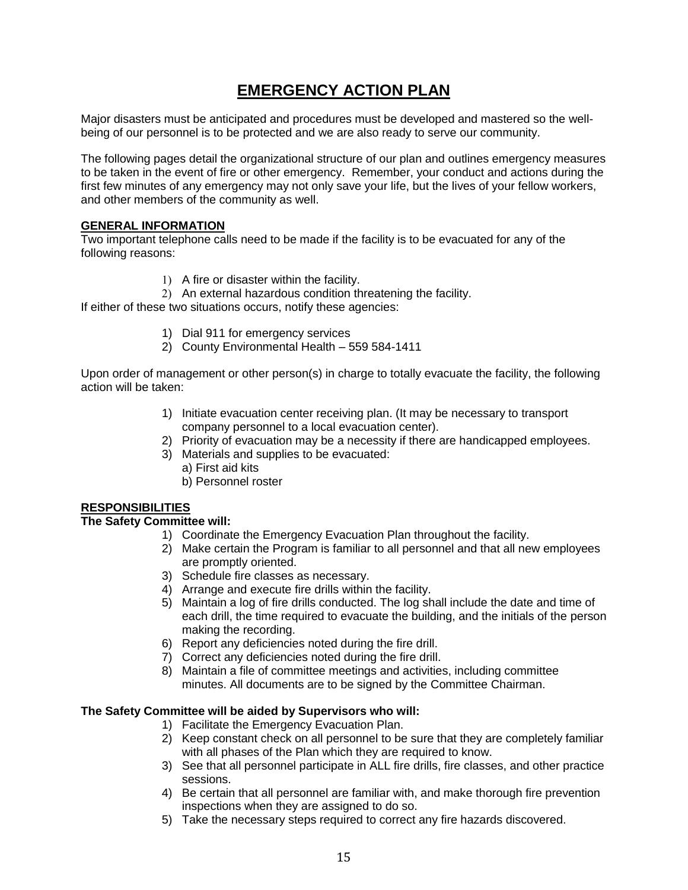# EMERGENCY ACTION PLAN

Major disasters must be anticipated and procedures must be developed and mastered so the well-being of our personnel is to be protected and we are also ready to serve our community.

The following pages detail the organizational structure of our plan and outlines emergency measures to be taken in the event of fire or other emergency. Remember, your conduct and actions during the first few minutes of any emergency may not only save your life, but the lives of your fellow workers, and other members of the community as well.

## GENERAL INFORMATION

Two important telephone calls need to be made if the facility is to be evacuated for any of the following reasons:

1) A fire or disaster within the facility.
2) An external hazardous condition threatening the facility.

If either of these two situations occurs, notify these agencies:

1) Dial 911 for emergency services
2) County Environmental Health – 559 584-1411

Upon order of management or other person(s) in charge to totally evacuate the facility, the following action will be taken:

1) Initiate evacuation center receiving plan. (It may be necessary to transport company personnel to a local evacuation center).
2) Priority of evacuation may be a necessity if there are handicapped employees.
3) Materials and supplies to be evacuated:
   a) First aid kits
   b) Personnel roster

## RESPONSIBILITIES

**The Safety Committee will:**

1) Coordinate the Emergency Evacuation Plan throughout the facility.
2) Make certain the Program is familiar to all personnel and that all new employees are promptly oriented.
3) Schedule fire classes as necessary.
4) Arrange and execute fire drills within the facility.
5) Maintain a log of fire drills conducted. The log shall include the date and time of each drill, the time required to evacuate the building, and the initials of the person making the recording.
6) Report any deficiencies noted during the fire drill.
7) Correct any deficiencies noted during the fire drill.
8) Maintain a file of committee meetings and activities, including committee minutes. All documents are to be signed by the Committee Chairman.

**The Safety Committee will be aided by Supervisors who will:**

1) Facilitate the Emergency Evacuation Plan.
2) Keep constant check on all personnel to be sure that they are completely familiar with all phases of the Plan which they are required to know.
3) See that all personnel participate in ALL fire drills, fire classes, and other practice sessions.
4) Be certain that all personnel are familiar with, and make thorough fire prevention inspections when they are assigned to do so.
5) Take the necessary steps required to correct any fire hazards discovered.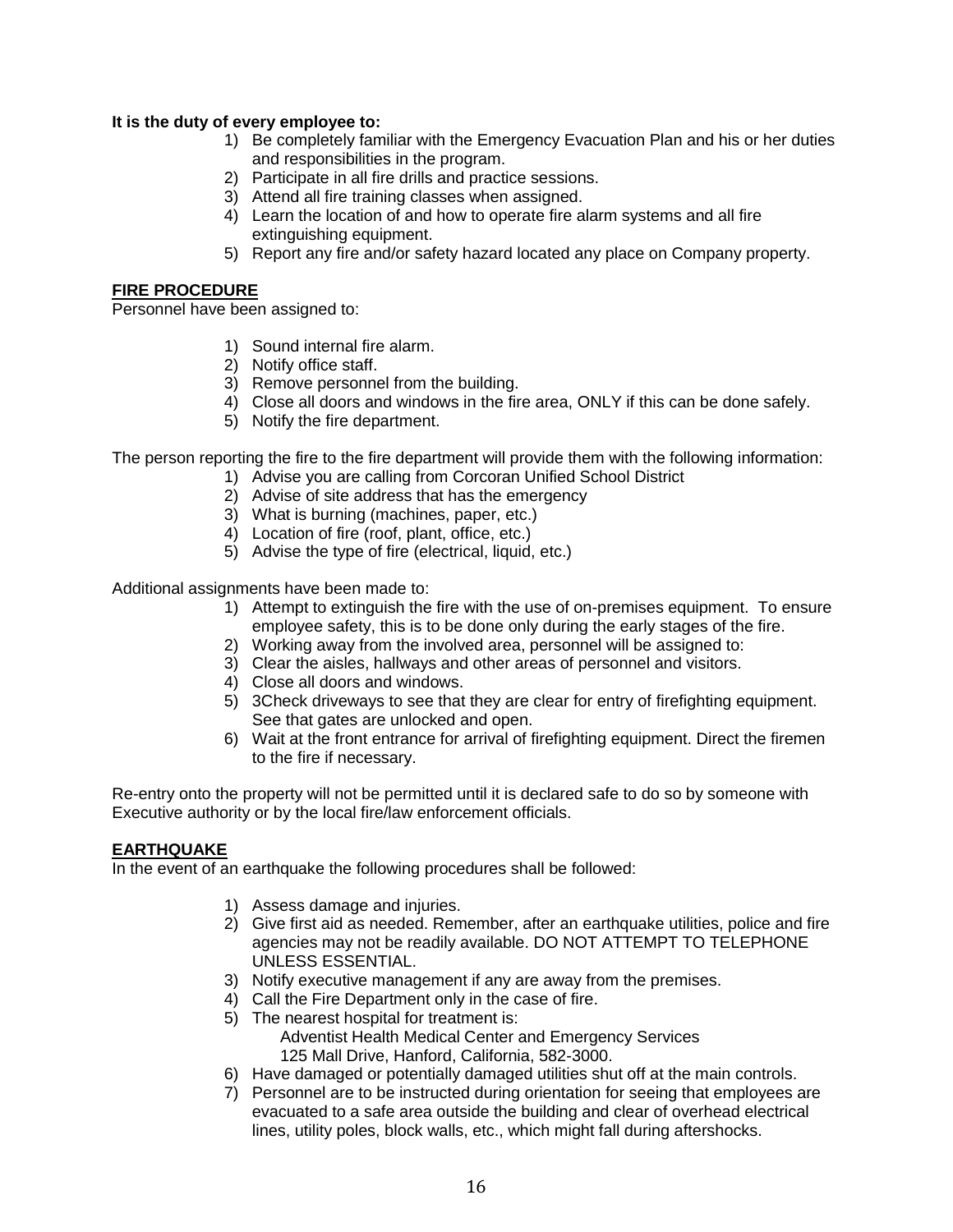**It is the duty of every employee to:**

1) Be completely familiar with the Emergency Evacuation Plan and his or her duties and responsibilities in the program.
2) Participate in all fire drills and practice sessions.
3) Attend all fire training classes when assigned.
4) Learn the location of and how to operate fire alarm systems and all fire extinguishing equipment.
5) Report any fire and/or safety hazard located any place on Company property.

## FIRE PROCEDURE

Personnel have been assigned to:

1) Sound internal fire alarm.
2) Notify office staff.
3) Remove personnel from the building.
4) Close all doors and windows in the fire area, ONLY if this can be done safely.
5) Notify the fire department.

The person reporting the fire to the fire department will provide them with the following information:

1) Advise you are calling from Corcoran Unified School District
2) Advise of site address that has the emergency
3) What is burning (machines, paper, etc.)
4) Location of fire (roof, plant, office, etc.)
5) Advise the type of fire (electrical, liquid, etc.)

Additional assignments have been made to:

1) Attempt to extinguish the fire with the use of on-premises equipment. To ensure employee safety, this is to be done only during the early stages of the fire.
2) Working away from the involved area, personnel will be assigned to:
3) Clear the aisles, hallways and other areas of personnel and visitors.
4) Close all doors and windows.
5) 3Check driveways to see that they are clear for entry of firefighting equipment. See that gates are unlocked and open.
6) Wait at the front entrance for arrival of firefighting equipment. Direct the firemen to the fire if necessary.

Re-entry onto the property will not be permitted until it is declared safe to do so by someone with Executive authority or by the local fire/law enforcement officials.

## EARTHQUAKE

In the event of an earthquake the following procedures shall be followed:

1) Assess damage and injuries.
2) Give first aid as needed. Remember, after an earthquake utilities, police and fire agencies may not be readily available. DO NOT ATTEMPT TO TELEPHONE UNLESS ESSENTIAL.
3) Notify executive management if any are away from the premises.
4) Call the Fire Department only in the case of fire.
5) The nearest hospital for treatment is:
   Adventist Health Medical Center and Emergency Services
   125 Mall Drive, Hanford, California, 582-3000.
6) Have damaged or potentially damaged utilities shut off at the main controls.
7) Personnel are to be instructed during orientation for seeing that employees are evacuated to a safe area outside the building and clear of overhead electrical lines, utility poles, block walls, etc., which might fall during aftershocks.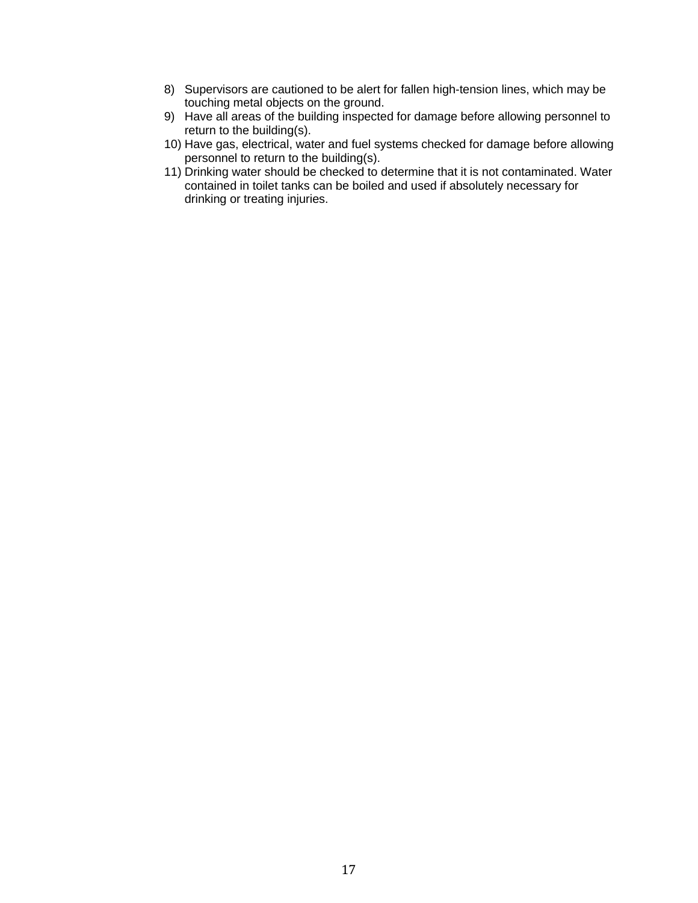8) Supervisors are cautioned to be alert for fallen high-tension lines, which may be touching metal objects on the ground.
9) Have all areas of the building inspected for damage before allowing personnel to return to the building(s).
10) Have gas, electrical, water and fuel systems checked for damage before allowing personnel to return to the building(s).
11) Drinking water should be checked to determine that it is not contaminated. Water contained in toilet tanks can be boiled and used if absolutely necessary for drinking or treating injuries.